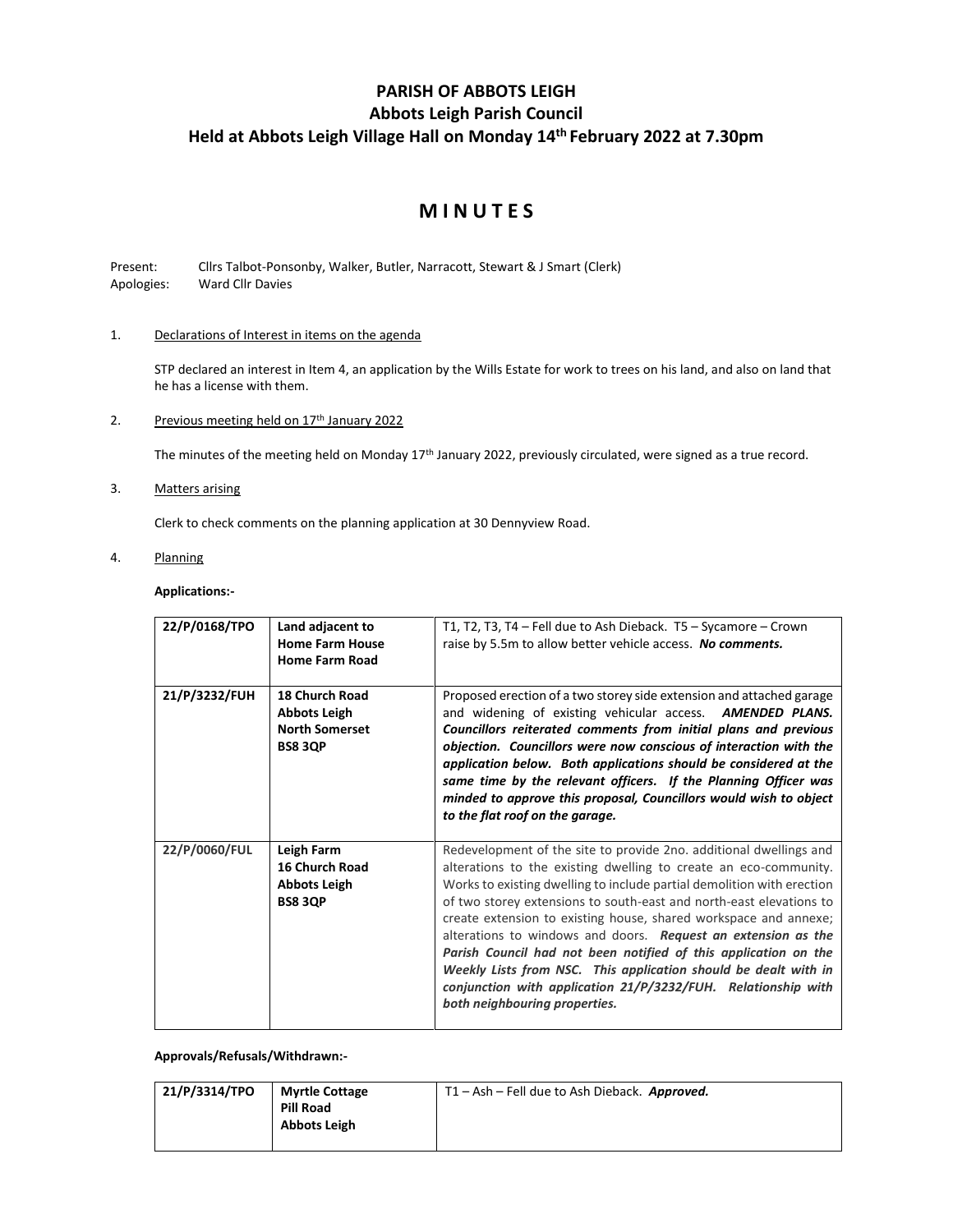# PARISH OF ABBOTS LEIGH
## Abbots Leigh Parish Council
## Held at Abbots Leigh Village Hall on Monday 14th February 2022 at 7.30pm

# M I N U T E S

Present: Cllrs Talbot-Ponsonby, Walker, Butler, Narracott, Stewart & J Smart (Clerk)
Apologies: Ward Cllr Davies

1. Declarations of Interest in items on the agenda

   STP declared an interest in Item 4, an application by the Wills Estate for work to trees on his land, and also on land that he has a license with them.

2. Previous meeting held on 17th January 2022

   The minutes of the meeting held on Monday 17th January 2022, previously circulated, were signed as a true record.

3. Matters arising

   Clerk to check comments on the planning application at 30 Dennyview Road.

4. Planning

**Applications:-**

| | | |
|---|---|---|
| **22/P/0168/TPO** | **Land adjacent to Home Farm House Home Farm Road** | T1, T2, T3, T4 – Fell due to Ash Dieback. T5 – Sycamore – Crown raise by 5.5m to allow better vehicle access. ***No comments.*** |
| **21/P/3232/FUH** | **18 Church Road Abbots Leigh North Somerset BS8 3QP** | Proposed erection of a two storey side extension and attached garage and widening of existing vehicular access. ***AMENDED PLANS. Councillors reiterated comments from initial plans and previous objection. Councillors were now conscious of interaction with the application below. Both applications should be considered at the same time by the relevant officers. If the Planning Officer was minded to approve this proposal, Councillors would wish to object to the flat roof on the garage.*** |
| **22/P/0060/FUL** | **Leigh Farm 16 Church Road Abbots Leigh BS8 3QP** | Redevelopment of the site to provide 2no. additional dwellings and alterations to the existing dwelling to create an eco-community. Works to existing dwelling to include partial demolition with erection of two storey extensions to south-east and north-east elevations to create extension to existing house, shared workspace and annexe; alterations to windows and doors. ***Request an extension as the Parish Council had not been notified of this application on the Weekly Lists from NSC. This application should be dealt with in conjunction with application 21/P/3232/FUH. Relationship with both neighbouring properties.*** |

**Approvals/Refusals/Withdrawn:-**

| | | |
|---|---|---|
| **21/P/3314/TPO** | **Myrtle Cottage Pill Road Abbots Leigh** | T1 – Ash – Fell due to Ash Dieback. ***Approved.*** |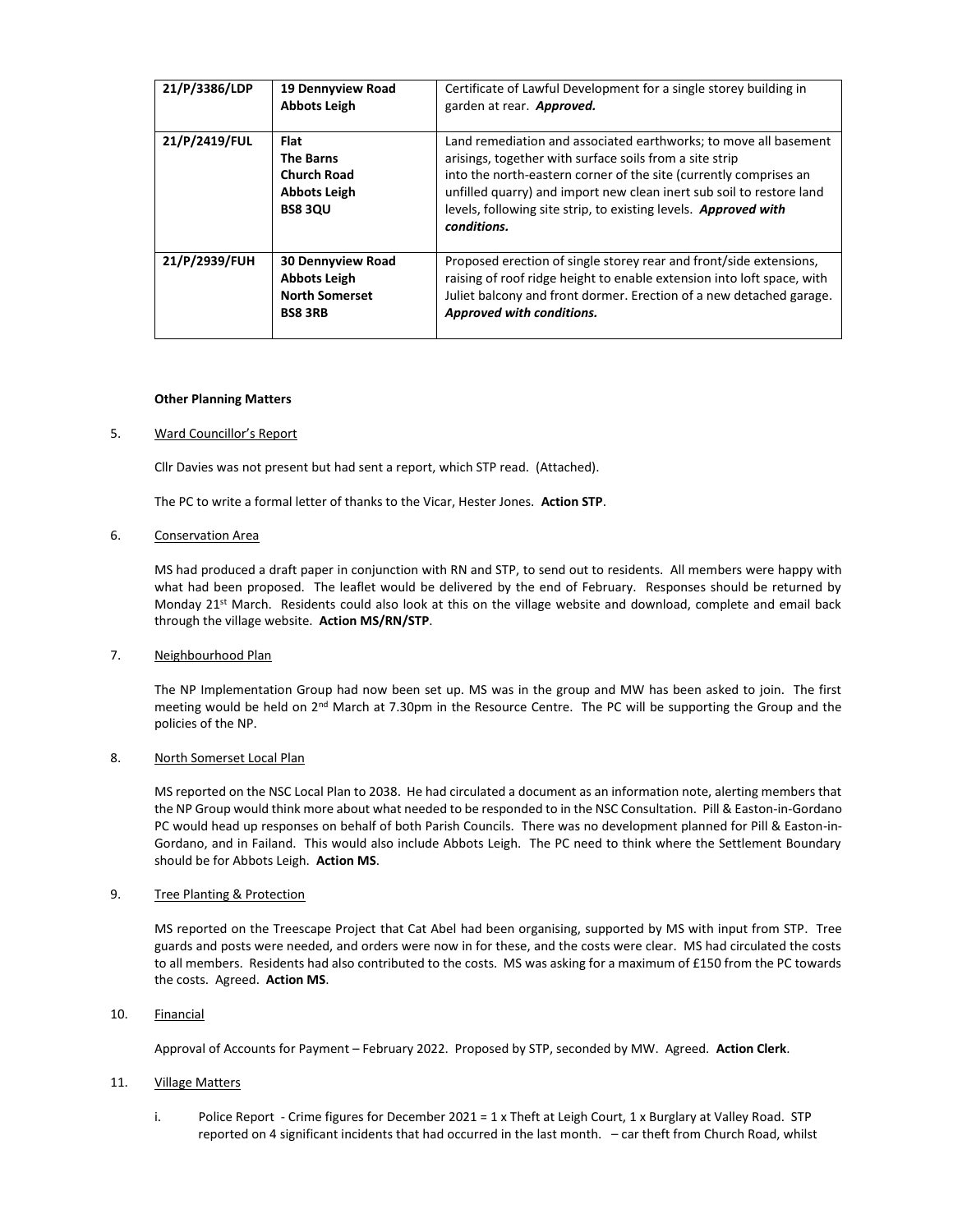| 21/P/3386/LDP | **19 Dennyview Road**<br>**Abbots Leigh** | Certificate of Lawful Development for a single storey building in garden at rear. ***Approved.*** |
|---|---|---|
| 21/P/2419/FUL | **Flat**<br>**The Barns**<br>**Church Road**<br>**Abbots Leigh**<br>**BS8 3QU** | Land remediation and associated earthworks; to move all basement arisings, together with surface soils from a site strip into the north-eastern corner of the site (currently comprises an unfilled quarry) and import new clean inert sub soil to restore land levels, following site strip, to existing levels. ***Approved with conditions.*** |
| 21/P/2939/FUH | **30 Dennyview Road**<br>**Abbots Leigh**<br>**North Somerset**<br>**BS8 3RB** | Proposed erection of single storey rear and front/side extensions, raising of roof ridge height to enable extension into loft space, with Juliet balcony and front dormer. Erection of a new detached garage. ***Approved with conditions.*** |

**Other Planning Matters**

5. Ward Councillor's Report

Cllr Davies was not present but had sent a report, which STP read. (Attached).

The PC to write a formal letter of thanks to the Vicar, Hester Jones. **Action STP**.

6. Conservation Area

MS had produced a draft paper in conjunction with RN and STP, to send out to residents. All members were happy with what had been proposed. The leaflet would be delivered by the end of February. Responses should be returned by Monday 21st March. Residents could also look at this on the village website and download, complete and email back through the village website. **Action MS/RN/STP**.

7. Neighbourhood Plan

The NP Implementation Group had now been set up. MS was in the group and MW has been asked to join. The first meeting would be held on 2nd March at 7.30pm in the Resource Centre. The PC will be supporting the Group and the policies of the NP.

8. North Somerset Local Plan

MS reported on the NSC Local Plan to 2038. He had circulated a document as an information note, alerting members that the NP Group would think more about what needed to be responded to in the NSC Consultation. Pill & Easton-in-Gordano PC would head up responses on behalf of both Parish Councils. There was no development planned for Pill & Easton-in-Gordano, and in Failand. This would also include Abbots Leigh. The PC need to think where the Settlement Boundary should be for Abbots Leigh. **Action MS**.

9. Tree Planting & Protection

MS reported on the Treescape Project that Cat Abel had been organising, supported by MS with input from STP. Tree guards and posts were needed, and orders were now in for these, and the costs were clear. MS had circulated the costs to all members. Residents had also contributed to the costs. MS was asking for a maximum of £150 from the PC towards the costs. Agreed. **Action MS**.

10. Financial

Approval of Accounts for Payment – February 2022. Proposed by STP, seconded by MW. Agreed. **Action Clerk**.

11. Village Matters

i. Police Report - Crime figures for December 2021 = 1 x Theft at Leigh Court, 1 x Burglary at Valley Road. STP reported on 4 significant incidents that had occurred in the last month. – car theft from Church Road, whilst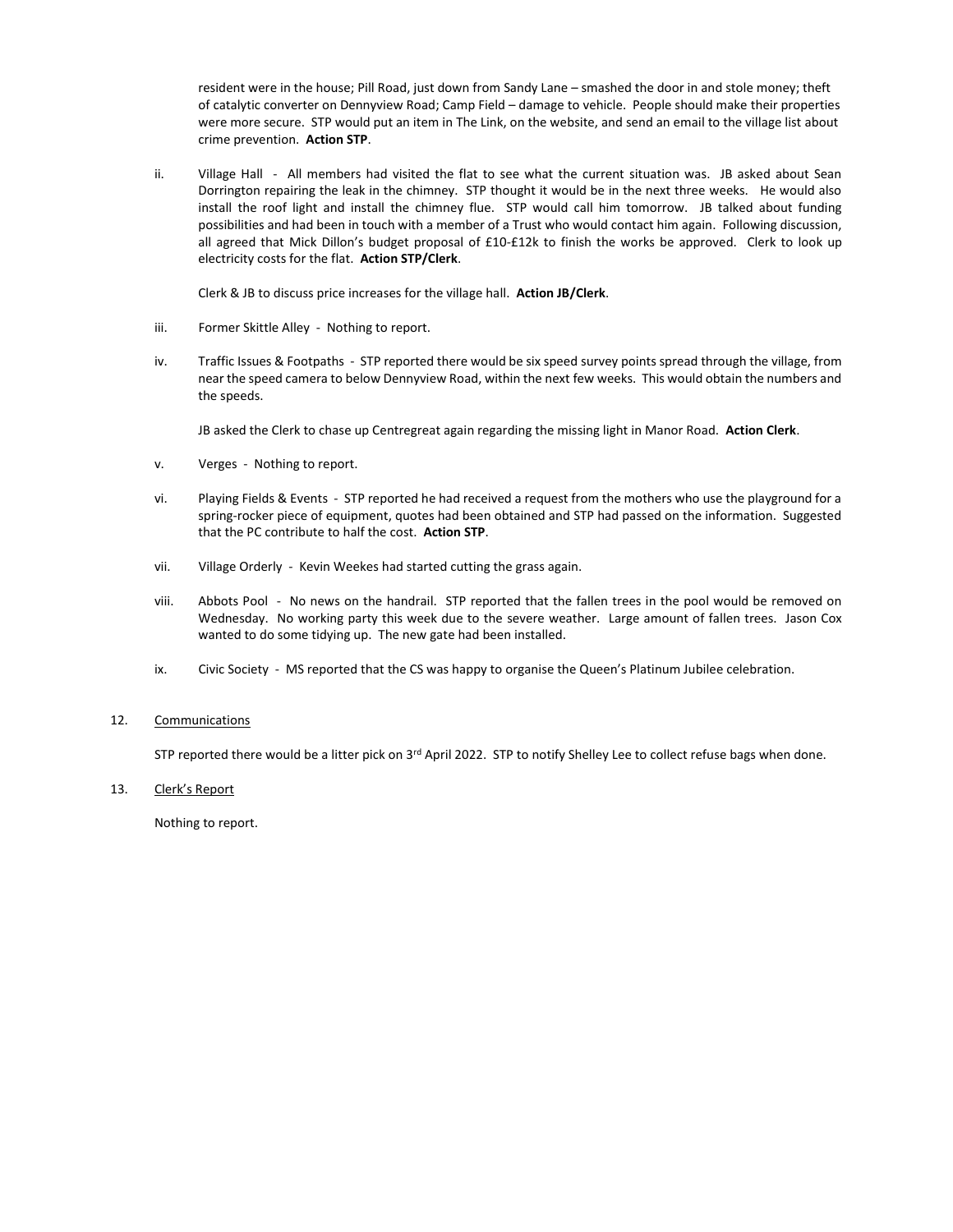resident were in the house; Pill Road, just down from Sandy Lane – smashed the door in and stole money; theft of catalytic converter on Dennyview Road; Camp Field – damage to vehicle. People should make their properties were more secure. STP would put an item in The Link, on the website, and send an email to the village list about crime prevention. **Action STP**.

ii. Village Hall - All members had visited the flat to see what the current situation was. JB asked about Sean Dorrington repairing the leak in the chimney. STP thought it would be in the next three weeks. He would also install the roof light and install the chimney flue. STP would call him tomorrow. JB talked about funding possibilities and had been in touch with a member of a Trust who would contact him again. Following discussion, all agreed that Mick Dillon's budget proposal of £10-£12k to finish the works be approved. Clerk to look up electricity costs for the flat. **Action STP/Clerk**.

   Clerk & JB to discuss price increases for the village hall. **Action JB/Clerk**.

iii. Former Skittle Alley - Nothing to report.

iv. Traffic Issues & Footpaths - STP reported there would be six speed survey points spread through the village, from near the speed camera to below Dennyview Road, within the next few weeks. This would obtain the numbers and the speeds.

   JB asked the Clerk to chase up Centregreat again regarding the missing light in Manor Road. **Action Clerk**.

v. Verges - Nothing to report.

vi. Playing Fields & Events - STP reported he had received a request from the mothers who use the playground for a spring-rocker piece of equipment, quotes had been obtained and STP had passed on the information. Suggested that the PC contribute to half the cost. **Action STP**.

vii. Village Orderly - Kevin Weekes had started cutting the grass again.

viii. Abbots Pool - No news on the handrail. STP reported that the fallen trees in the pool would be removed on Wednesday. No working party this week due to the severe weather. Large amount of fallen trees. Jason Cox wanted to do some tidying up. The new gate had been installed.

ix. Civic Society - MS reported that the CS was happy to organise the Queen's Platinum Jubilee celebration.

12. Communications

STP reported there would be a litter pick on 3rd April 2022. STP to notify Shelley Lee to collect refuse bags when done.

13. Clerk's Report

Nothing to report.